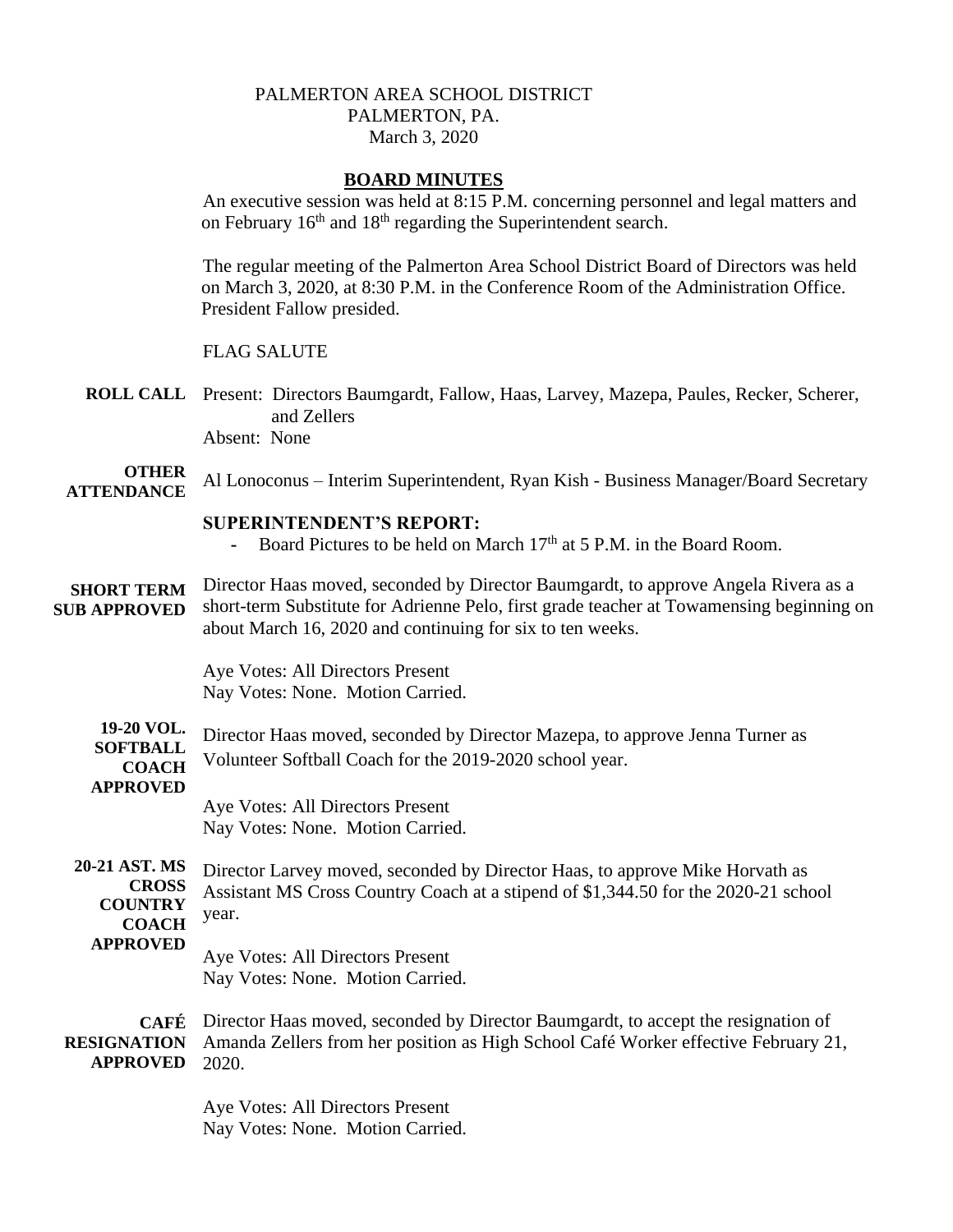PALMERTON AREA SCHOOL DISTRICT
PALMERTON, PA.
March 3, 2020

## BOARD MINUTES

An executive session was held at 8:15 P.M. concerning personnel and legal matters and on February 16th and 18th regarding the Superintendent search.

The regular meeting of the Palmerton Area School District Board of Directors was held on March 3, 2020, at 8:30 P.M. in the Conference Room of the Administration Office. President Fallow presided.

FLAG SALUTE

**ROLL CALL** Present: Directors Baumgardt, Fallow, Haas, Larvey, Mazepa, Paules, Recker, Scherer, and Zellers
Absent: None

**OTHER ATTENDANCE** Al Lonoconus – Interim Superintendent, Ryan Kish - Business Manager/Board Secretary

**SUPERINTENDENT'S REPORT:**

- Board Pictures to be held on March 17th at 5 P.M. in the Board Room.

**SHORT TERM SUB APPROVED** Director Haas moved, seconded by Director Baumgardt, to approve Angela Rivera as a short-term Substitute for Adrienne Pelo, first grade teacher at Towamensing beginning on or about March 16, 2020 and continuing for six to ten weeks.

Aye Votes: All Directors Present
Nay Votes: None. Motion Carried.

**19-20 VOL. SOFTBALL COACH APPROVED** Director Haas moved, seconded by Director Mazepa, to approve Jenna Turner as Volunteer Softball Coach for the 2019-2020 school year.

Aye Votes: All Directors Present
Nay Votes: None. Motion Carried.

**20-21 AST. MS CROSS COUNTRY COACH APPROVED** Director Larvey moved, seconded by Director Haas, to approve Mike Horvath as Assistant MS Cross Country Coach at a stipend of $1,344.50 for the 2020-21 school year.

Aye Votes: All Directors Present
Nay Votes: None. Motion Carried.

**CAFÉ RESIGNATION APPROVED** Director Haas moved, seconded by Director Baumgardt, to accept the resignation of Amanda Zellers from her position as High School Café Worker effective February 21, 2020.

Aye Votes: All Directors Present
Nay Votes: None. Motion Carried.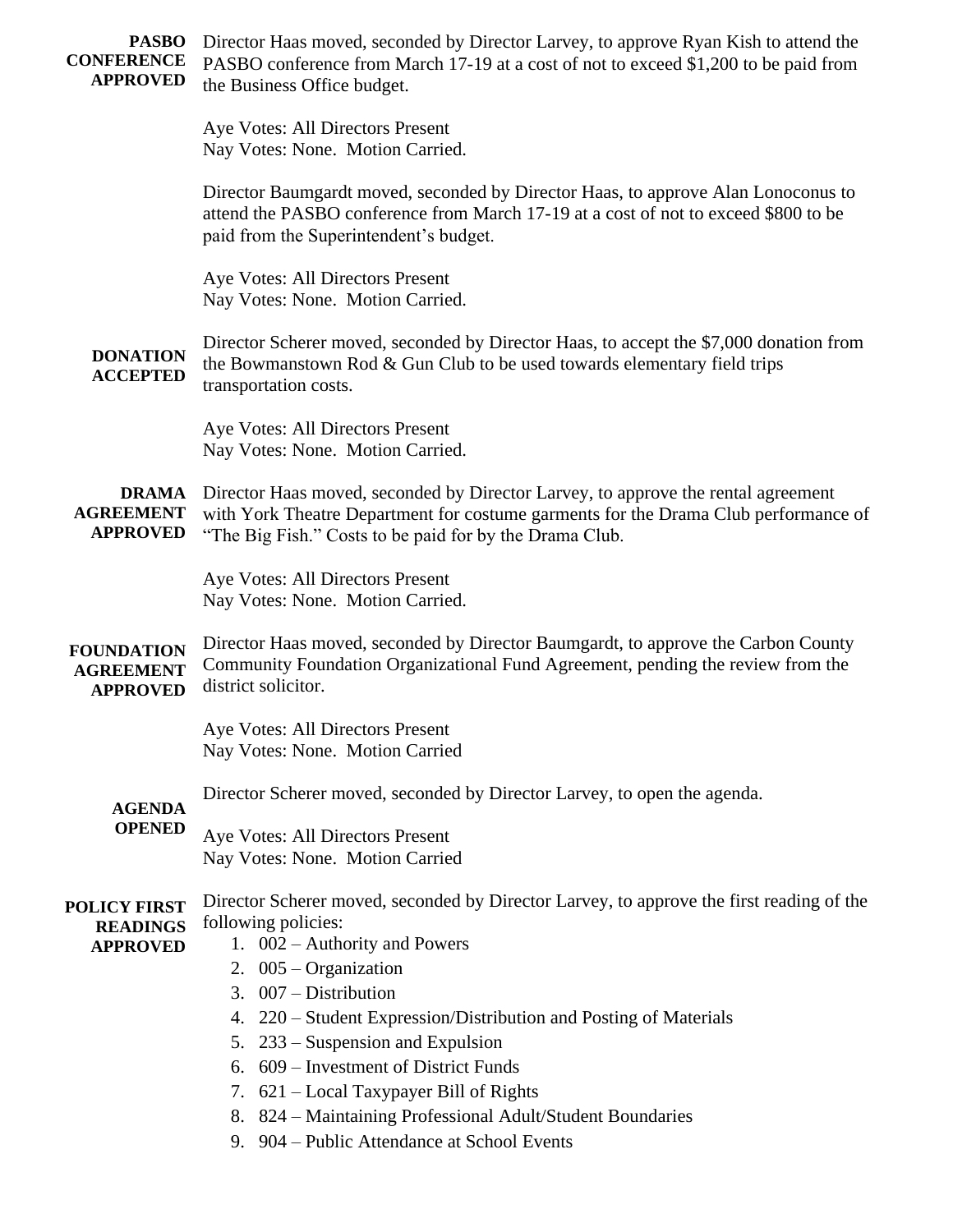**PASBO CONFERENCE APPROVED**

Director Haas moved, seconded by Director Larvey, to approve Ryan Kish to attend the PASBO conference from March 17-19 at a cost of not to exceed $1,200 to be paid from the Business Office budget.

Aye Votes: All Directors Present
Nay Votes: None. Motion Carried.

Director Baumgardt moved, seconded by Director Haas, to approve Alan Lonoconus to attend the PASBO conference from March 17-19 at a cost of not to exceed $800 to be paid from the Superintendent's budget.

Aye Votes: All Directors Present
Nay Votes: None. Motion Carried.

**DONATION ACCEPTED**

Director Scherer moved, seconded by Director Haas, to accept the $7,000 donation from the Bowmanstown Rod & Gun Club to be used towards elementary field trips transportation costs.

Aye Votes: All Directors Present
Nay Votes: None. Motion Carried.

**DRAMA AGREEMENT APPROVED**

Director Haas moved, seconded by Director Larvey, to approve the rental agreement with York Theatre Department for costume garments for the Drama Club performance of "The Big Fish." Costs to be paid for by the Drama Club.

Aye Votes: All Directors Present
Nay Votes: None. Motion Carried.

**FOUNDATION AGREEMENT APPROVED**

Director Haas moved, seconded by Director Baumgardt, to approve the Carbon County Community Foundation Organizational Fund Agreement, pending the review from the district solicitor.

Aye Votes: All Directors Present
Nay Votes: None. Motion Carried

**AGENDA OPENED**

Director Scherer moved, seconded by Director Larvey, to open the agenda.

Aye Votes: All Directors Present
Nay Votes: None. Motion Carried

**POLICY FIRST READINGS APPROVED**

Director Scherer moved, seconded by Director Larvey, to approve the first reading of the following policies:

1. 002 – Authority and Powers
2. 005 – Organization
3. 007 – Distribution
4. 220 – Student Expression/Distribution and Posting of Materials
5. 233 – Suspension and Expulsion
6. 609 – Investment of District Funds
7. 621 – Local Taxypayer Bill of Rights
8. 824 – Maintaining Professional Adult/Student Boundaries
9. 904 – Public Attendance at School Events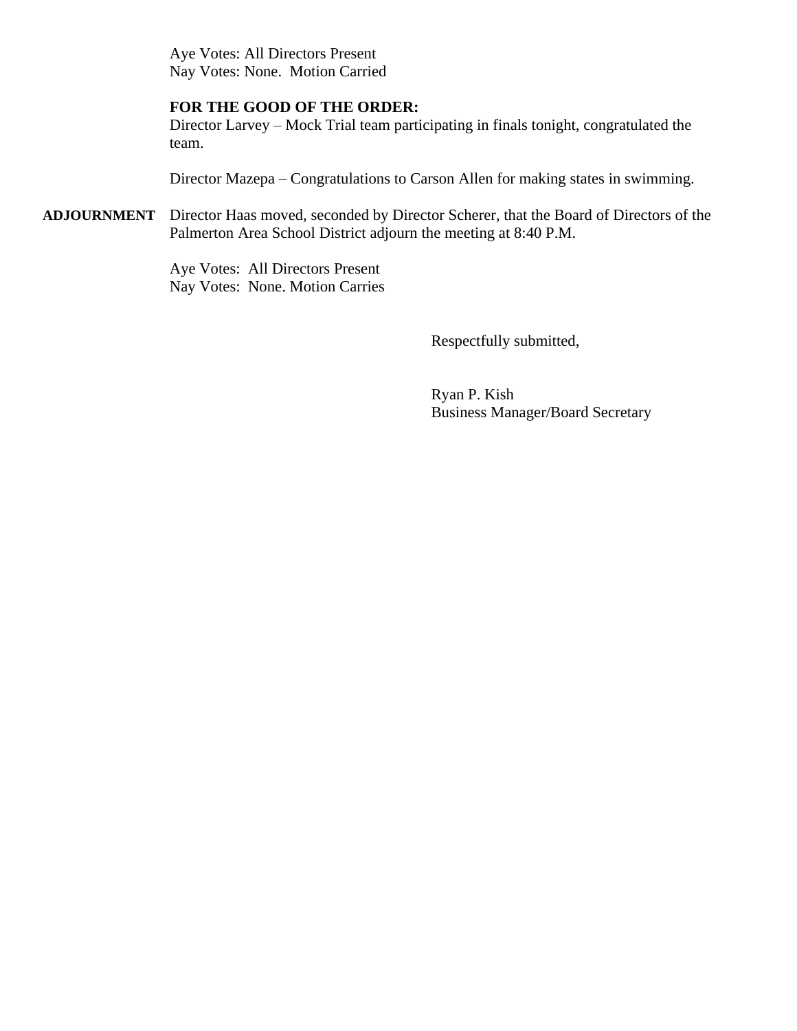Aye Votes: All Directors Present
Nay Votes: None. Motion Carried

**FOR THE GOOD OF THE ORDER:**
Director Larvey – Mock Trial team participating in finals tonight, congratulated the team.

Director Mazepa – Congratulations to Carson Allen for making states in swimming.

**ADJOURNMENT** Director Haas moved, seconded by Director Scherer, that the Board of Directors of the Palmerton Area School District adjourn the meeting at 8:40 P.M.

Aye Votes: All Directors Present
Nay Votes: None. Motion Carries

Respectfully submitted,

Ryan P. Kish
Business Manager/Board Secretary